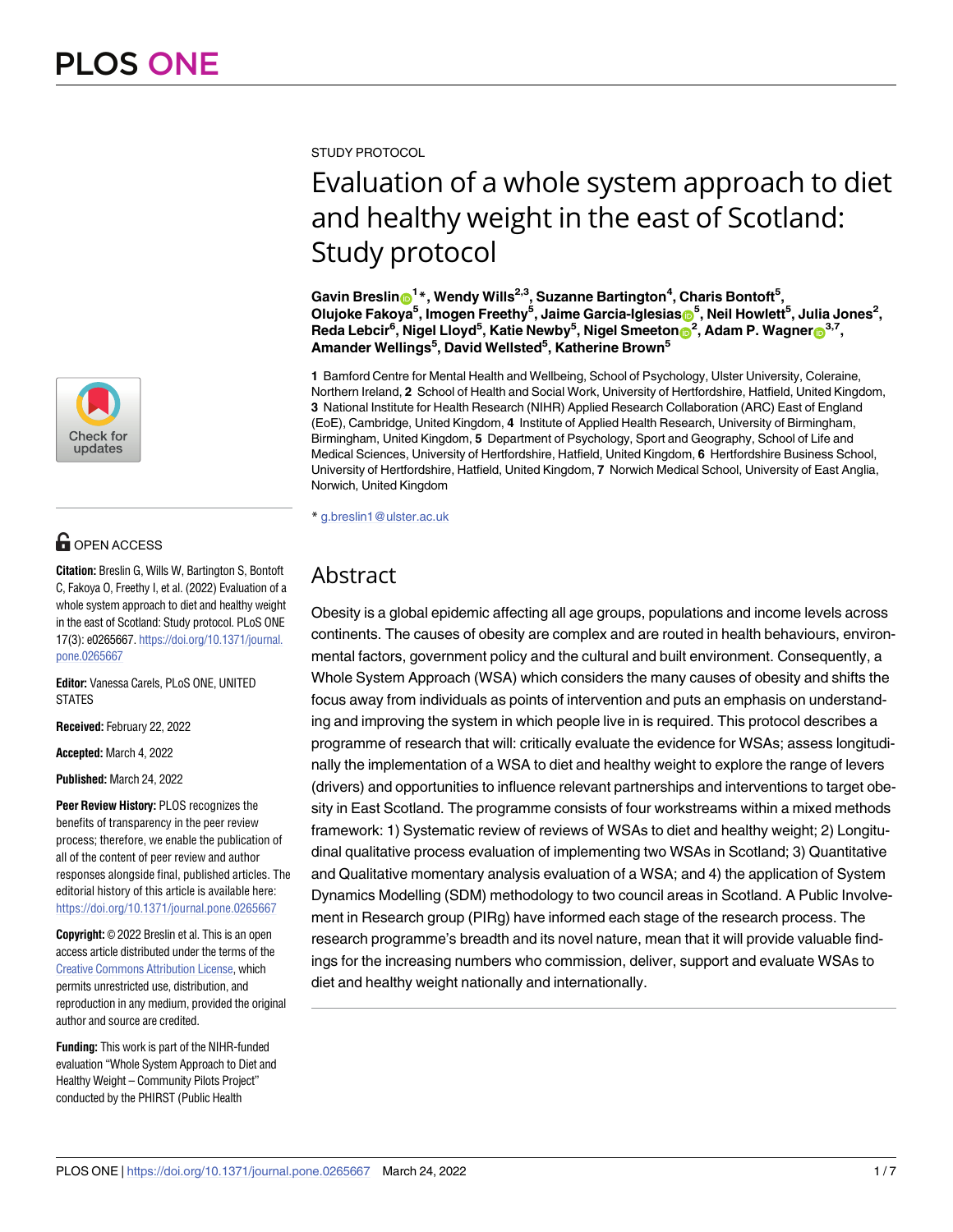STUDY PROTOCOL

# Evaluation of a whole system approach to diet and healthy weight in the east of Scotland: Study protocol

**Gavin Breslin[1]*, Wendy Wills[2,3], Suzanne Bartington[4], Charis Bontoft[5], Olujoke Fakoya[5], Imogen Freethy[5], Jaime Garcia-Iglesias[5], Neil Howlett[5], Julia Jones[2], Reda Lebcir[6], Nigel Lloyd[5], Katie Newby[5], Nigel Smeeton[2], Adam P. Wagner[3,7], Amander Wellings[5], David Wellsted[5], Katherine Brown[5]**

**1** Bamford Centre for Mental Health and Wellbeing, School of Psychology, Ulster University, Coleraine, Northern Ireland, **2** School of Health and Social Work, University of Hertfordshire, Hatfield, United Kingdom, **3** National Institute for Health Research (NIHR) Applied Research Collaboration (ARC) East of England (EoE), Cambridge, United Kingdom, **4** Institute of Applied Health Research, University of Birmingham, Birmingham, United Kingdom, **5** Department of Psychology, Sport and Geography, School of Life and Medical Sciences, University of Hertfordshire, Hatfield, United Kingdom, **6** Hertfordshire Business School, University of Hertfordshire, Hatfield, United Kingdom, **7** Norwich Medical School, University of East Anglia, Norwich, United Kingdom

* g.breslin1@ulster.ac.uk

OPEN ACCESS

**Citation:** Breslin G, Wills W, Bartington S, Bontoft C, Fakoya O, Freethy I, et al. (2022) Evaluation of a whole system approach to diet and healthy weight in the east of Scotland: Study protocol. PLoS ONE 17(3): e0265667. https://doi.org/10.1371/journal.pone.0265667

**Editor:** Vanessa Carels, PLoS ONE, UNITED STATES

**Received:** February 22, 2022

**Accepted:** March 4, 2022

**Published:** March 24, 2022

**Peer Review History:** PLOS recognizes the benefits of transparency in the peer review process; therefore, we enable the publication of all of the content of peer review and author responses alongside final, published articles. The editorial history of this article is available here: https://doi.org/10.1371/journal.pone.0265667

**Copyright:** © 2022 Breslin et al. This is an open access article distributed under the terms of the Creative Commons Attribution License, which permits unrestricted use, distribution, and reproduction in any medium, provided the original author and source are credited.

**Funding:** This work is part of the NIHR-funded evaluation "Whole System Approach to Diet and Healthy Weight – Community Pilots Project" conducted by the PHIRST (Public Health

## Abstract

Obesity is a global epidemic affecting all age groups, populations and income levels across continents. The causes of obesity are complex and are routed in health behaviours, environmental factors, government policy and the cultural and built environment. Consequently, a Whole System Approach (WSA) which considers the many causes of obesity and shifts the focus away from individuals as points of intervention and puts an emphasis on understanding and improving the system in which people live in is required. This protocol describes a programme of research that will: critically evaluate the evidence for WSAs; assess longitudinally the implementation of a WSA to diet and healthy weight to explore the range of levers (drivers) and opportunities to influence relevant partnerships and interventions to target obesity in East Scotland. The programme consists of four workstreams within a mixed methods framework: 1) Systematic review of reviews of WSAs to diet and healthy weight; 2) Longitudinal qualitative process evaluation of implementing two WSAs in Scotland; 3) Quantitative and Qualitative momentary analysis evaluation of a WSA; and 4) the application of System Dynamics Modelling (SDM) methodology to two council areas in Scotland. A Public Involvement in Research group (PIRg) have informed each stage of the research process. The research programme's breadth and its novel nature, mean that it will provide valuable findings for the increasing numbers who commission, deliver, support and evaluate WSAs to diet and healthy weight nationally and internationally.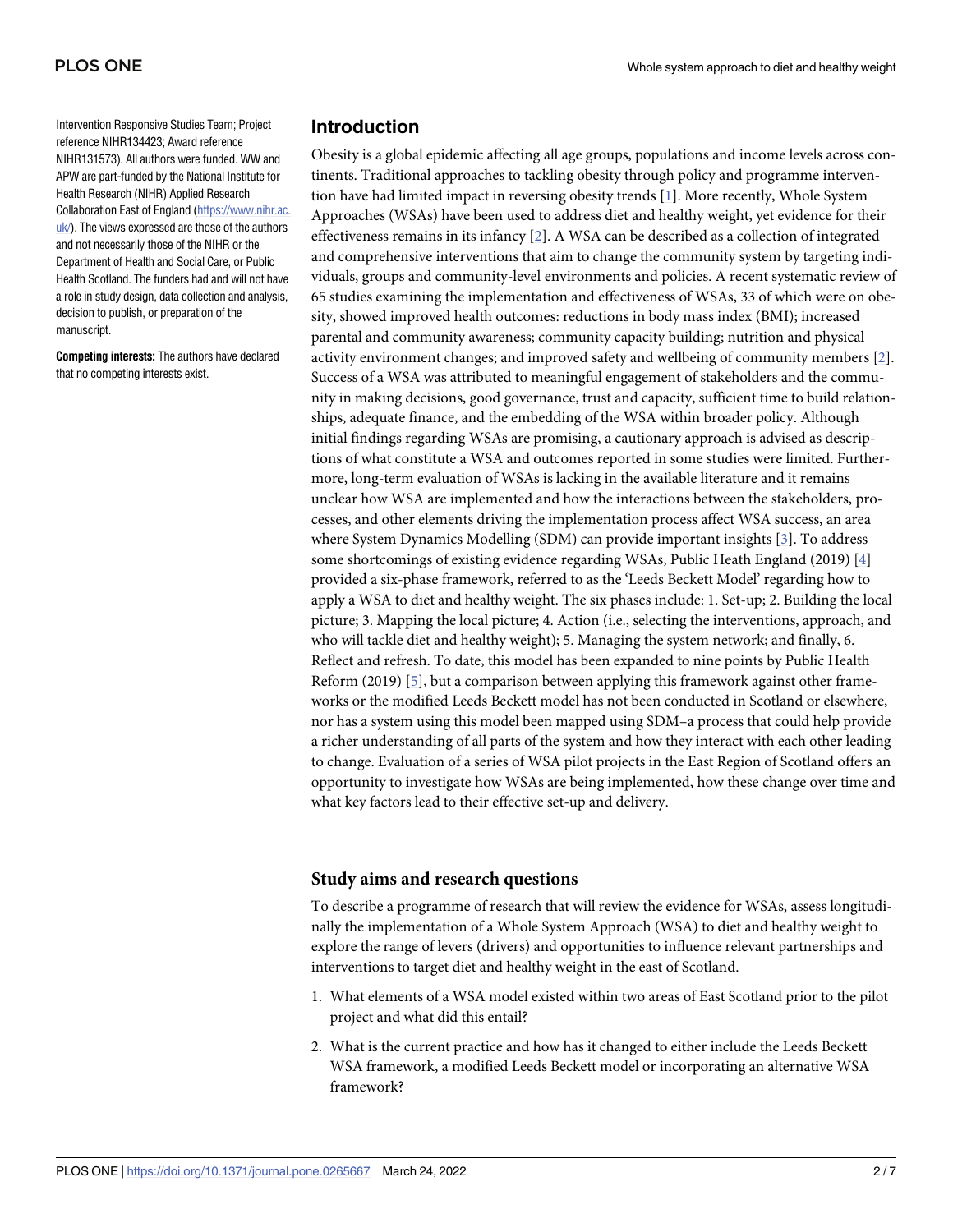Intervention Responsive Studies Team; Project reference NIHR134423; Award reference NIHR131573). All authors were funded. WW and APW are part-funded by the National Institute for Health Research (NIHR) Applied Research Collaboration East of England (https://www.nihr.ac.uk/). The views expressed are those of the authors and not necessarily those of the NIHR or the Department of Health and Social Care, or Public Health Scotland. The funders had and will not have a role in study design, data collection and analysis, decision to publish, or preparation of the manuscript.

**Competing interests:** The authors have declared that no competing interests exist.

## Introduction

Obesity is a global epidemic affecting all age groups, populations and income levels across continents. Traditional approaches to tackling obesity through policy and programme intervention have had limited impact in reversing obesity trends [1]. More recently, Whole System Approaches (WSAs) have been used to address diet and healthy weight, yet evidence for their effectiveness remains in its infancy [2]. A WSA can be described as a collection of integrated and comprehensive interventions that aim to change the community system by targeting individuals, groups and community-level environments and policies. A recent systematic review of 65 studies examining the implementation and effectiveness of WSAs, 33 of which were on obesity, showed improved health outcomes: reductions in body mass index (BMI); increased parental and community awareness; community capacity building; nutrition and physical activity environment changes; and improved safety and wellbeing of community members [2]. Success of a WSA was attributed to meaningful engagement of stakeholders and the community in making decisions, good governance, trust and capacity, sufficient time to build relationships, adequate finance, and the embedding of the WSA within broader policy. Although initial findings regarding WSAs are promising, a cautionary approach is advised as descriptions of what constitute a WSA and outcomes reported in some studies were limited. Furthermore, long-term evaluation of WSAs is lacking in the available literature and it remains unclear how WSA are implemented and how the interactions between the stakeholders, processes, and other elements driving the implementation process affect WSA success, an area where System Dynamics Modelling (SDM) can provide important insights [3]. To address some shortcomings of existing evidence regarding WSAs, Public Heath England (2019) [4] provided a six-phase framework, referred to as the 'Leeds Beckett Model' regarding how to apply a WSA to diet and healthy weight. The six phases include: 1. Set-up; 2. Building the local picture; 3. Mapping the local picture; 4. Action (i.e., selecting the interventions, approach, and who will tackle diet and healthy weight); 5. Managing the system network; and finally, 6. Reflect and refresh. To date, this model has been expanded to nine points by Public Health Reform (2019) [5], but a comparison between applying this framework against other frameworks or the modified Leeds Beckett model has not been conducted in Scotland or elsewhere, nor has a system using this model been mapped using SDM–a process that could help provide a richer understanding of all parts of the system and how they interact with each other leading to change. Evaluation of a series of WSA pilot projects in the East Region of Scotland offers an opportunity to investigate how WSAs are being implemented, how these change over time and what key factors lead to their effective set-up and delivery.

### Study aims and research questions

To describe a programme of research that will review the evidence for WSAs, assess longitudinally the implementation of a Whole System Approach (WSA) to diet and healthy weight to explore the range of levers (drivers) and opportunities to influence relevant partnerships and interventions to target diet and healthy weight in the east of Scotland.

1. What elements of a WSA model existed within two areas of East Scotland prior to the pilot project and what did this entail?
2. What is the current practice and how has it changed to either include the Leeds Beckett WSA framework, a modified Leeds Beckett model or incorporating an alternative WSA framework?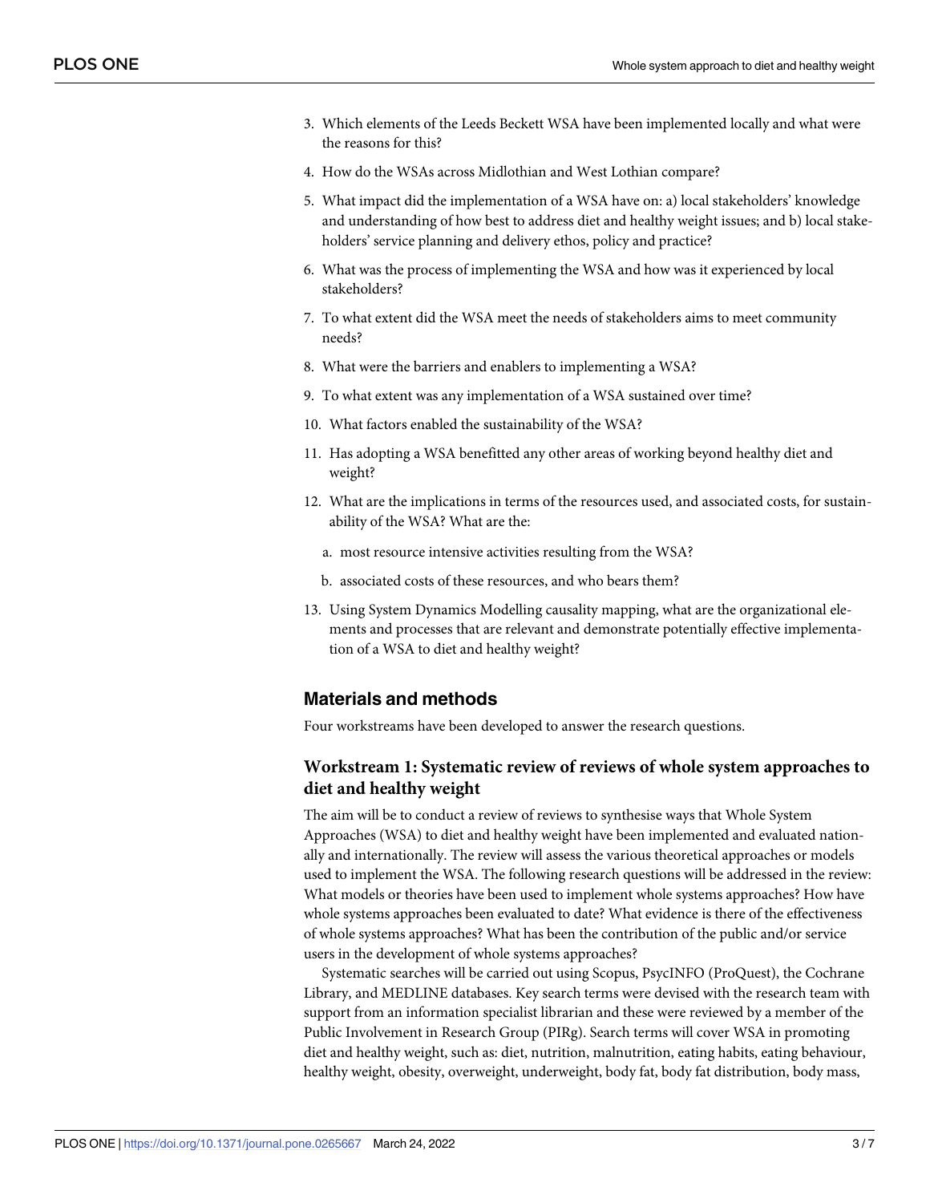3. Which elements of the Leeds Beckett WSA have been implemented locally and what were the reasons for this?
4. How do the WSAs across Midlothian and West Lothian compare?
5. What impact did the implementation of a WSA have on: a) local stakeholders' knowledge and understanding of how best to address diet and healthy weight issues; and b) local stakeholders' service planning and delivery ethos, policy and practice?
6. What was the process of implementing the WSA and how was it experienced by local stakeholders?
7. To what extent did the WSA meet the needs of stakeholders aims to meet community needs?
8. What were the barriers and enablers to implementing a WSA?
9. To what extent was any implementation of a WSA sustained over time?
10. What factors enabled the sustainability of the WSA?
11. Has adopting a WSA benefitted any other areas of working beyond healthy diet and weight?
12. What are the implications in terms of the resources used, and associated costs, for sustainability of the WSA? What are the:
    a. most resource intensive activities resulting from the WSA?
    b. associated costs of these resources, and who bears them?
13. Using System Dynamics Modelling causality mapping, what are the organizational elements and processes that are relevant and demonstrate potentially effective implementation of a WSA to diet and healthy weight?

## Materials and methods

Four workstreams have been developed to answer the research questions.

### Workstream 1: Systematic review of reviews of whole system approaches to diet and healthy weight

The aim will be to conduct a review of reviews to synthesise ways that Whole System Approaches (WSA) to diet and healthy weight have been implemented and evaluated nationally and internationally. The review will assess the various theoretical approaches or models used to implement the WSA. The following research questions will be addressed in the review: What models or theories have been used to implement whole systems approaches? How have whole systems approaches been evaluated to date? What evidence is there of the effectiveness of whole systems approaches? What has been the contribution of the public and/or service users in the development of whole systems approaches?

Systematic searches will be carried out using Scopus, PsycINFO (ProQuest), the Cochrane Library, and MEDLINE databases. Key search terms were devised with the research team with support from an information specialist librarian and these were reviewed by a member of the Public Involvement in Research Group (PIRg). Search terms will cover WSA in promoting diet and healthy weight, such as: diet, nutrition, malnutrition, eating habits, eating behaviour, healthy weight, obesity, overweight, underweight, body fat, body fat distribution, body mass,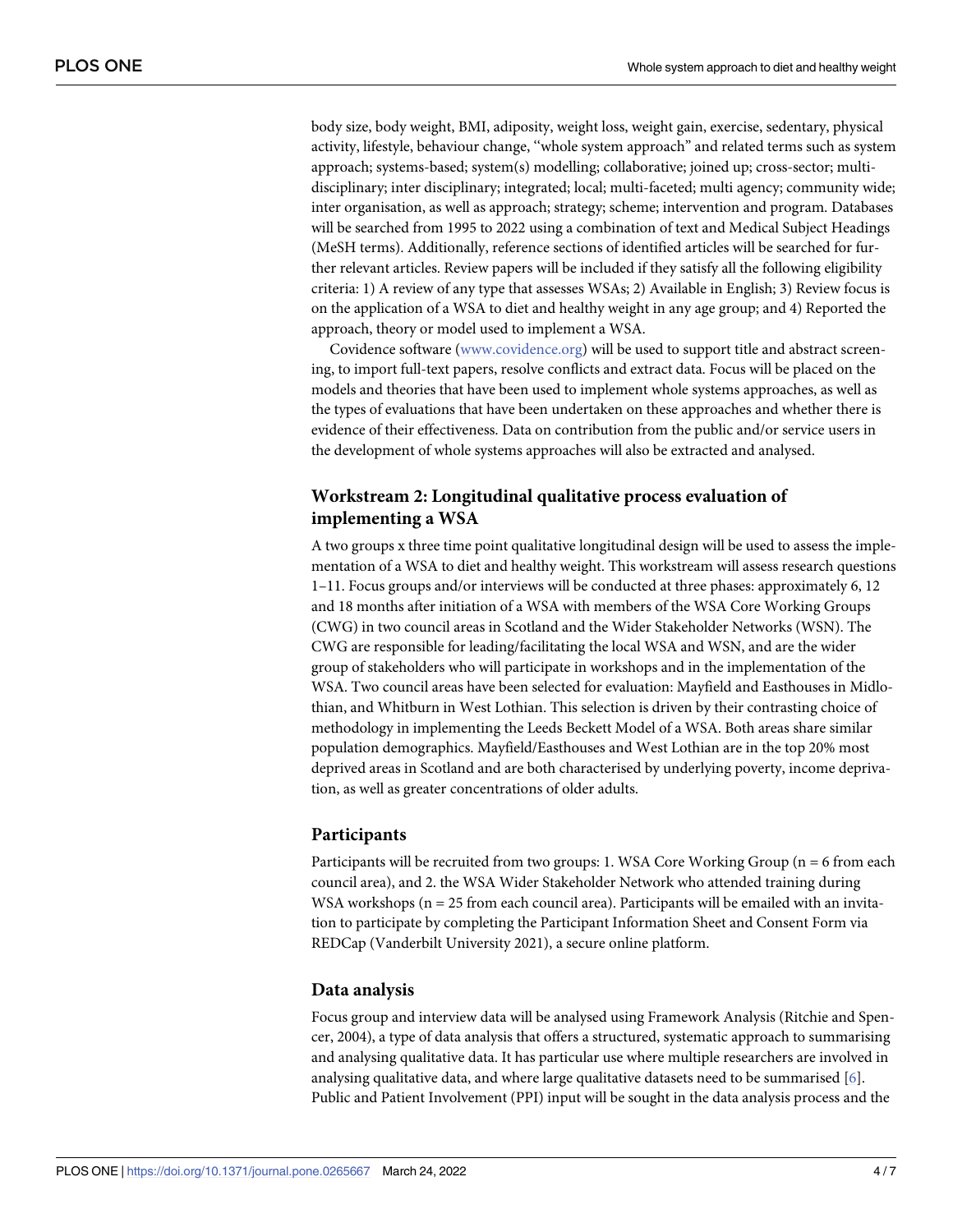body size, body weight, BMI, adiposity, weight loss, weight gain, exercise, sedentary, physical activity, lifestyle, behaviour change, "whole system approach" and related terms such as system approach; systems-based; system(s) modelling; collaborative; cross-sector; multi-disciplinary; inter disciplinary; integrated; local; multi-faceted; multi agency; community wide; inter organisation, as well as approach; strategy; scheme; intervention and program. Databases will be searched from 1995 to 2022 using a combination of text and Medical Subject Headings (MeSH terms). Additionally, reference sections of identified articles will be searched for further relevant articles. Review papers will be included if they satisfy all the following eligibility criteria: 1) A review of any type that assesses WSAs; 2) Available in English; 3) Review focus is on the application of a WSA to diet and healthy weight in any age group; and 4) Reported the approach, theory or model used to implement a WSA.

Covidence software (www.covidence.org) will be used to support title and abstract screening, to import full-text papers, resolve conflicts and extract data. Focus will be placed on the models and theories that have been used to implement whole systems approaches, as well as the types of evaluations that have been undertaken on these approaches and whether there is evidence of their effectiveness. Data on contribution from the public and/or service users in the development of whole systems approaches will also be extracted and analysed.

## Workstream 2: Longitudinal qualitative process evaluation of implementing a WSA

A two groups x three time point qualitative longitudinal design will be used to assess the implementation of a WSA to diet and healthy weight. This workstream will assess research questions 1–11. Focus groups and/or interviews will be conducted at three phases: approximately 6, 12 and 18 months after initiation of a WSA with members of the WSA Core Working Groups (CWG) in two council areas in Scotland and the Wider Stakeholder Networks (WSN). The CWG are responsible for leading/facilitating the local WSA and WSN, and are the wider group of stakeholders who will participate in workshops and in the implementation of the WSA. Two council areas have been selected for evaluation: Mayfield and Easthouses in Midlothian, and Whitburn in West Lothian. This selection is driven by their contrasting choice of methodology in implementing the Leeds Beckett Model of a WSA. Both areas share similar population demographics. Mayfield/Easthouses and West Lothian are in the top 20% most deprived areas in Scotland and are both characterised by underlying poverty, income deprivation, as well as greater concentrations of older adults.

## Participants

Participants will be recruited from two groups: 1. WSA Core Working Group (n = 6 from each council area), and 2. the WSA Wider Stakeholder Network who attended training during WSA workshops (n = 25 from each council area). Participants will be emailed with an invitation to participate by completing the Participant Information Sheet and Consent Form via REDCap (Vanderbilt University 2021), a secure online platform.

## Data analysis

Focus group and interview data will be analysed using Framework Analysis (Ritchie and Spencer, 2004), a type of data analysis that offers a structured, systematic approach to summarising and analysing qualitative data. It has particular use where multiple researchers are involved in analysing qualitative data, and where large qualitative datasets need to be summarised [6]. Public and Patient Involvement (PPI) input will be sought in the data analysis process and the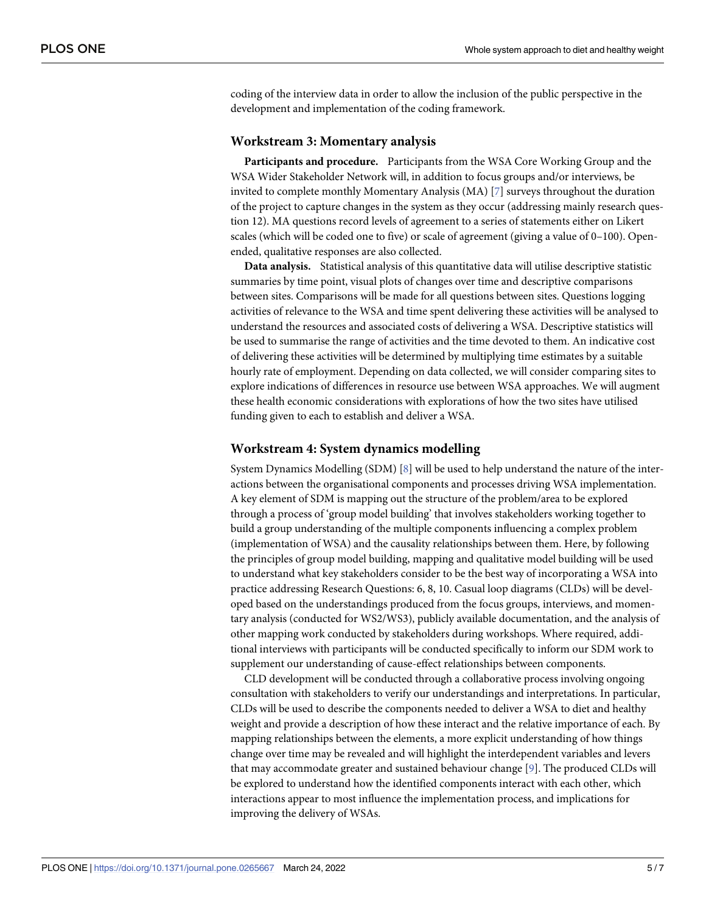coding of the interview data in order to allow the inclusion of the public perspective in the development and implementation of the coding framework.

### Workstream 3: Momentary analysis

**Participants and procedure.** Participants from the WSA Core Working Group and the WSA Wider Stakeholder Network will, in addition to focus groups and/or interviews, be invited to complete monthly Momentary Analysis (MA) [7] surveys throughout the duration of the project to capture changes in the system as they occur (addressing mainly research question 12). MA questions record levels of agreement to a series of statements either on Likert scales (which will be coded one to five) or scale of agreement (giving a value of 0–100). Open-ended, qualitative responses are also collected.

**Data analysis.** Statistical analysis of this quantitative data will utilise descriptive statistic summaries by time point, visual plots of changes over time and descriptive comparisons between sites. Comparisons will be made for all questions between sites. Questions logging activities of relevance to the WSA and time spent delivering these activities will be analysed to understand the resources and associated costs of delivering a WSA. Descriptive statistics will be used to summarise the range of activities and the time devoted to them. An indicative cost of delivering these activities will be determined by multiplying time estimates by a suitable hourly rate of employment. Depending on data collected, we will consider comparing sites to explore indications of differences in resource use between WSA approaches. We will augment these health economic considerations with explorations of how the two sites have utilised funding given to each to establish and deliver a WSA.

### Workstream 4: System dynamics modelling

System Dynamics Modelling (SDM) [8] will be used to help understand the nature of the interactions between the organisational components and processes driving WSA implementation. A key element of SDM is mapping out the structure of the problem/area to be explored through a process of 'group model building' that involves stakeholders working together to build a group understanding of the multiple components influencing a complex problem (implementation of WSA) and the causality relationships between them. Here, by following the principles of group model building, mapping and qualitative model building will be used to understand what key stakeholders consider to be the best way of incorporating a WSA into practice addressing Research Questions: 6, 8, 10. Casual loop diagrams (CLDs) will be developed based on the understandings produced from the focus groups, interviews, and momentary analysis (conducted for WS2/WS3), publicly available documentation, and the analysis of other mapping work conducted by stakeholders during workshops. Where required, additional interviews with participants will be conducted specifically to inform our SDM work to supplement our understanding of cause-effect relationships between components.

CLD development will be conducted through a collaborative process involving ongoing consultation with stakeholders to verify our understandings and interpretations. In particular, CLDs will be used to describe the components needed to deliver a WSA to diet and healthy weight and provide a description of how these interact and the relative importance of each. By mapping relationships between the elements, a more explicit understanding of how things change over time may be revealed and will highlight the interdependent variables and levers that may accommodate greater and sustained behaviour change [9]. The produced CLDs will be explored to understand how the identified components interact with each other, which interactions appear to most influence the implementation process, and implications for improving the delivery of WSAs.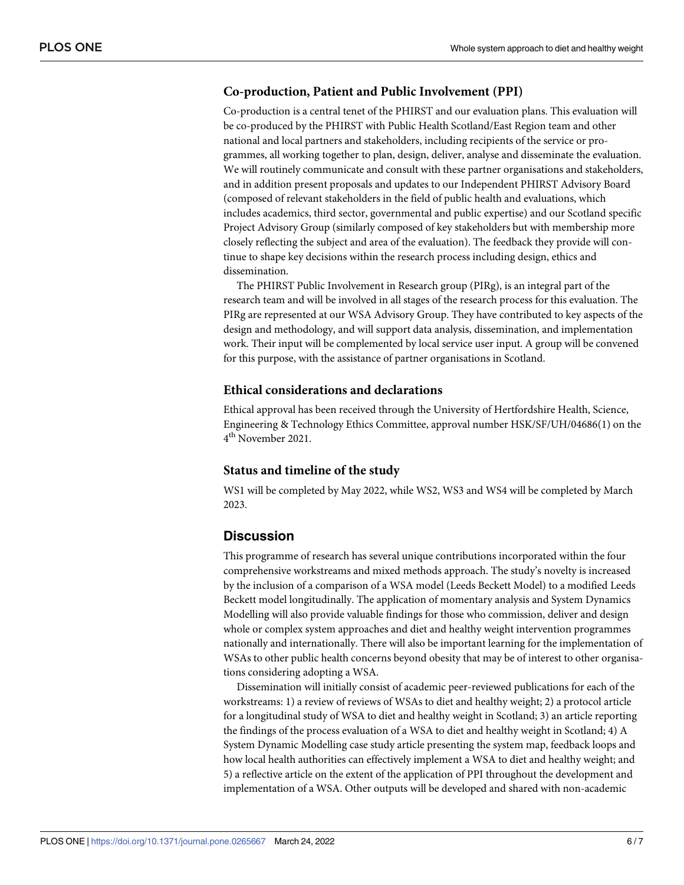### Co-production, Patient and Public Involvement (PPI)

Co-production is a central tenet of the PHIRST and our evaluation plans. This evaluation will be co-produced by the PHIRST with Public Health Scotland/East Region team and other national and local partners and stakeholders, including recipients of the service or programmes, all working together to plan, design, deliver, analyse and disseminate the evaluation. We will routinely communicate and consult with these partner organisations and stakeholders, and in addition present proposals and updates to our Independent PHIRST Advisory Board (composed of relevant stakeholders in the field of public health and evaluations, which includes academics, third sector, governmental and public expertise) and our Scotland specific Project Advisory Group (similarly composed of key stakeholders but with membership more closely reflecting the subject and area of the evaluation). The feedback they provide will continue to shape key decisions within the research process including design, ethics and dissemination.

The PHIRST Public Involvement in Research group (PIRg), is an integral part of the research team and will be involved in all stages of the research process for this evaluation. The PIRg are represented at our WSA Advisory Group. They have contributed to key aspects of the design and methodology, and will support data analysis, dissemination, and implementation work. Their input will be complemented by local service user input. A group will be convened for this purpose, with the assistance of partner organisations in Scotland.

### Ethical considerations and declarations

Ethical approval has been received through the University of Hertfordshire Health, Science, Engineering & Technology Ethics Committee, approval number HSK/SF/UH/04686(1) on the 4th November 2021.

### Status and timeline of the study

WS1 will be completed by May 2022, while WS2, WS3 and WS4 will be completed by March 2023.

## Discussion

This programme of research has several unique contributions incorporated within the four comprehensive workstreams and mixed methods approach. The study's novelty is increased by the inclusion of a comparison of a WSA model (Leeds Beckett Model) to a modified Leeds Beckett model longitudinally. The application of momentary analysis and System Dynamics Modelling will also provide valuable findings for those who commission, deliver and design whole or complex system approaches and diet and healthy weight intervention programmes nationally and internationally. There will also be important learning for the implementation of WSAs to other public health concerns beyond obesity that may be of interest to other organisations considering adopting a WSA.

Dissemination will initially consist of academic peer-reviewed publications for each of the workstreams: 1) a review of reviews of WSAs to diet and healthy weight; 2) a protocol article for a longitudinal study of WSA to diet and healthy weight in Scotland; 3) an article reporting the findings of the process evaluation of a WSA to diet and healthy weight in Scotland; 4) A System Dynamic Modelling case study article presenting the system map, feedback loops and how local health authorities can effectively implement a WSA to diet and healthy weight; and 5) a reflective article on the extent of the application of PPI throughout the development and implementation of a WSA. Other outputs will be developed and shared with non-academic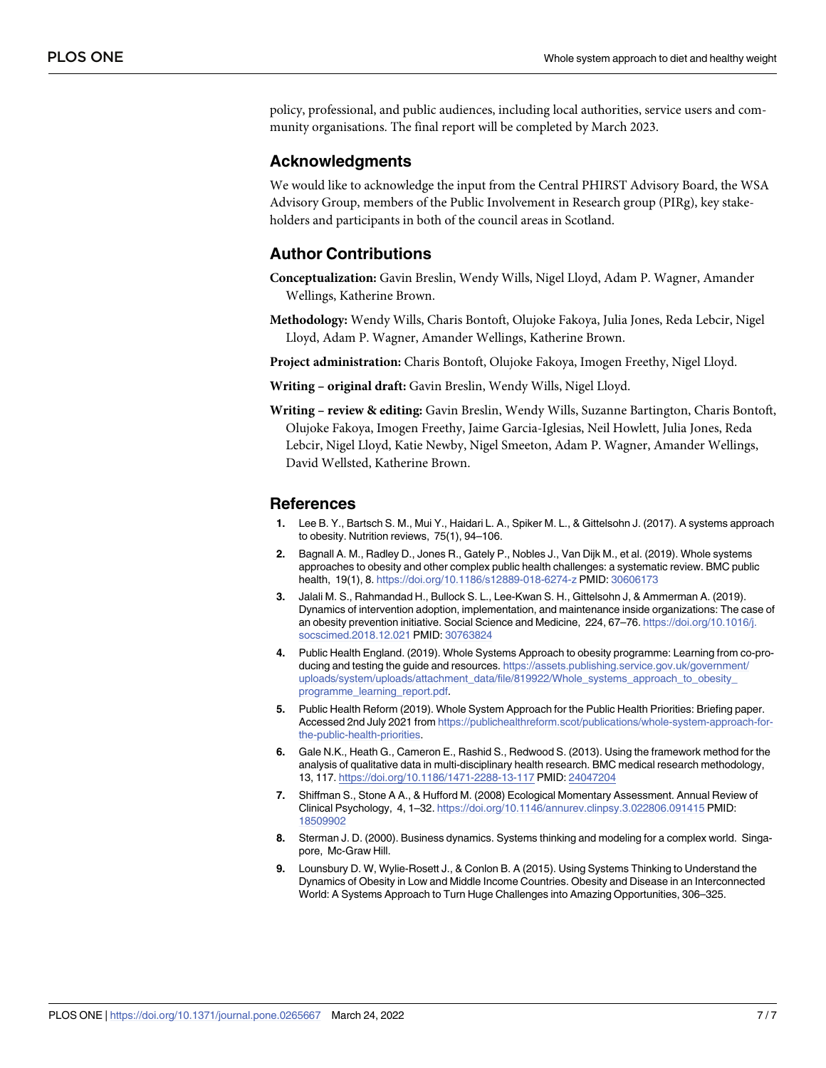policy, professional, and public audiences, including local authorities, service users and community organisations. The final report will be completed by March 2023.

## Acknowledgments

We would like to acknowledge the input from the Central PHIRST Advisory Board, the WSA Advisory Group, members of the Public Involvement in Research group (PIRg), key stakeholders and participants in both of the council areas in Scotland.

## Author Contributions

**Conceptualization:** Gavin Breslin, Wendy Wills, Nigel Lloyd, Adam P. Wagner, Amander Wellings, Katherine Brown.

**Methodology:** Wendy Wills, Charis Bontoft, Olujoke Fakoya, Julia Jones, Reda Lebcir, Nigel Lloyd, Adam P. Wagner, Amander Wellings, Katherine Brown.

**Project administration:** Charis Bontoft, Olujoke Fakoya, Imogen Freethy, Nigel Lloyd.

**Writing – original draft:** Gavin Breslin, Wendy Wills, Nigel Lloyd.

**Writing – review & editing:** Gavin Breslin, Wendy Wills, Suzanne Bartington, Charis Bontoft, Olujoke Fakoya, Imogen Freethy, Jaime Garcia-Iglesias, Neil Howlett, Julia Jones, Reda Lebcir, Nigel Lloyd, Katie Newby, Nigel Smeeton, Adam P. Wagner, Amander Wellings, David Wellsted, Katherine Brown.

## References

1. Lee B. Y., Bartsch S. M., Mui Y., Haidari L. A., Spiker M. L., & Gittelsohn J. (2017). A systems approach to obesity. Nutrition reviews, 75(1), 94–106.
2. Bagnall A. M., Radley D., Jones R., Gately P., Nobles J., Van Dijk M., et al. (2019). Whole systems approaches to obesity and other complex public health challenges: a systematic review. BMC public health, 19(1), 8. https://doi.org/10.1186/s12889-018-6274-z PMID: 30606173
3. Jalali M. S., Rahmandad H., Bullock S. L., Lee-Kwan S. H., Gittelsohn J, & Ammerman A. (2019). Dynamics of intervention adoption, implementation, and maintenance inside organizations: The case of an obesity prevention initiative. Social Science and Medicine, 224, 67–76. https://doi.org/10.1016/j.socscimed.2018.12.021 PMID: 30763824
4. Public Health England. (2019). Whole Systems Approach to obesity programme: Learning from co-producing and testing the guide and resources. https://assets.publishing.service.gov.uk/government/uploads/system/uploads/attachment_data/file/819922/Whole_systems_approach_to_obesity_programme_learning_report.pdf.
5. Public Health Reform (2019). Whole System Approach for the Public Health Priorities: Briefing paper. Accessed 2nd July 2021 from https://publichealthreform.scot/publications/whole-system-approach-for-the-public-health-priorities.
6. Gale N.K., Heath G., Cameron E., Rashid S., Redwood S. (2013). Using the framework method for the analysis of qualitative data in multi-disciplinary health research. BMC medical research methodology, 13, 117. https://doi.org/10.1186/1471-2288-13-117 PMID: 24047204
7. Shiffman S., Stone A A., & Hufford M. (2008) Ecological Momentary Assessment. Annual Review of Clinical Psychology, 4, 1–32. https://doi.org/10.1146/annurev.clinpsy.3.022806.091415 PMID: 18509902
8. Sterman J. D. (2000). Business dynamics. Systems thinking and modeling for a complex world. Singapore, Mc-Graw Hill.
9. Lounsbury D. W, Wylie-Rosett J., & Conlon B. A (2015). Using Systems Thinking to Understand the Dynamics of Obesity in Low and Middle Income Countries. Obesity and Disease in an Interconnected World: A Systems Approach to Turn Huge Challenges into Amazing Opportunities, 306–325.